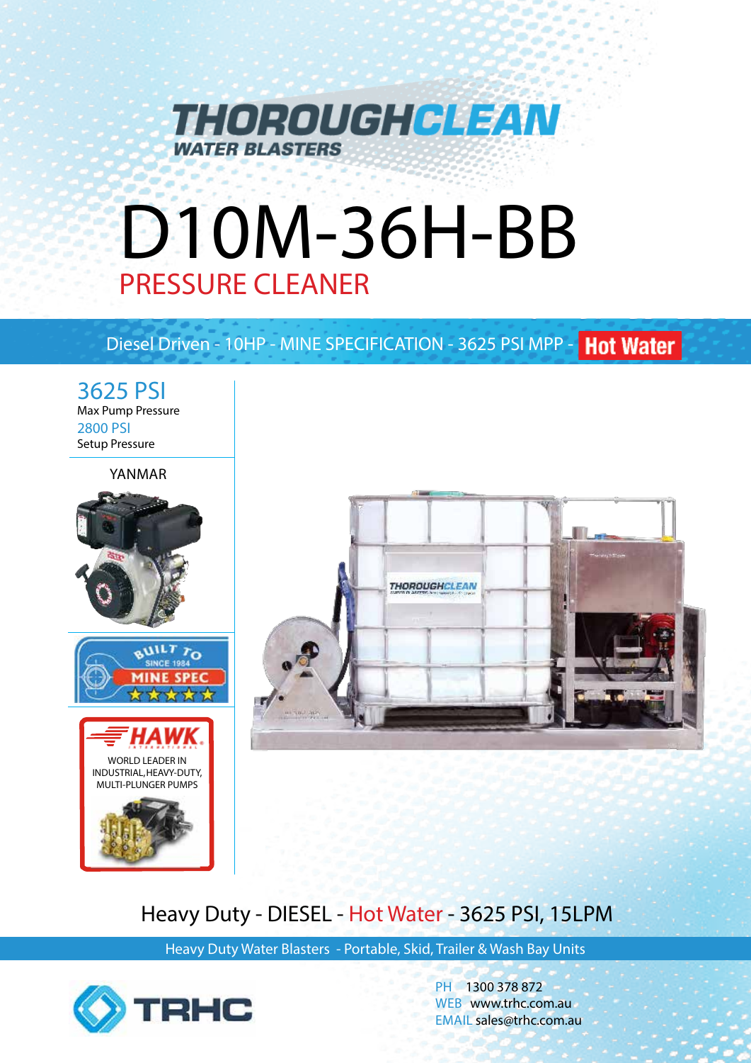# THOROUGHCLEAN

WATER BLASTERS

# D10M-36H-BB

## PRESSURE CLEANER

Diesel Driven - 10HP - MINE SPECIFICATION - 3625 PSI MPP - Hot Water

**3625 PSI**
Max Pump Pressure

**2800 PSI**
Setup Pressure

YANMAR

BUILT TO SINCE 1984 MINE SPEC

HAWK INTERNATIONAL

WORLD LEADER IN INDUSTRIAL, HEAVY-DUTY, MULTI-PLUNGER PUMPS

## Heavy Duty - DIESEL - Hot Water - 3625 PSI, 15LPM

Heavy Duty Water Blasters - Portable, Skid, Trailer & Wash Bay Units

TRHC

PH 1300 378 872
WEB www.trhc.com.au
EMAIL sales@trhc.com.au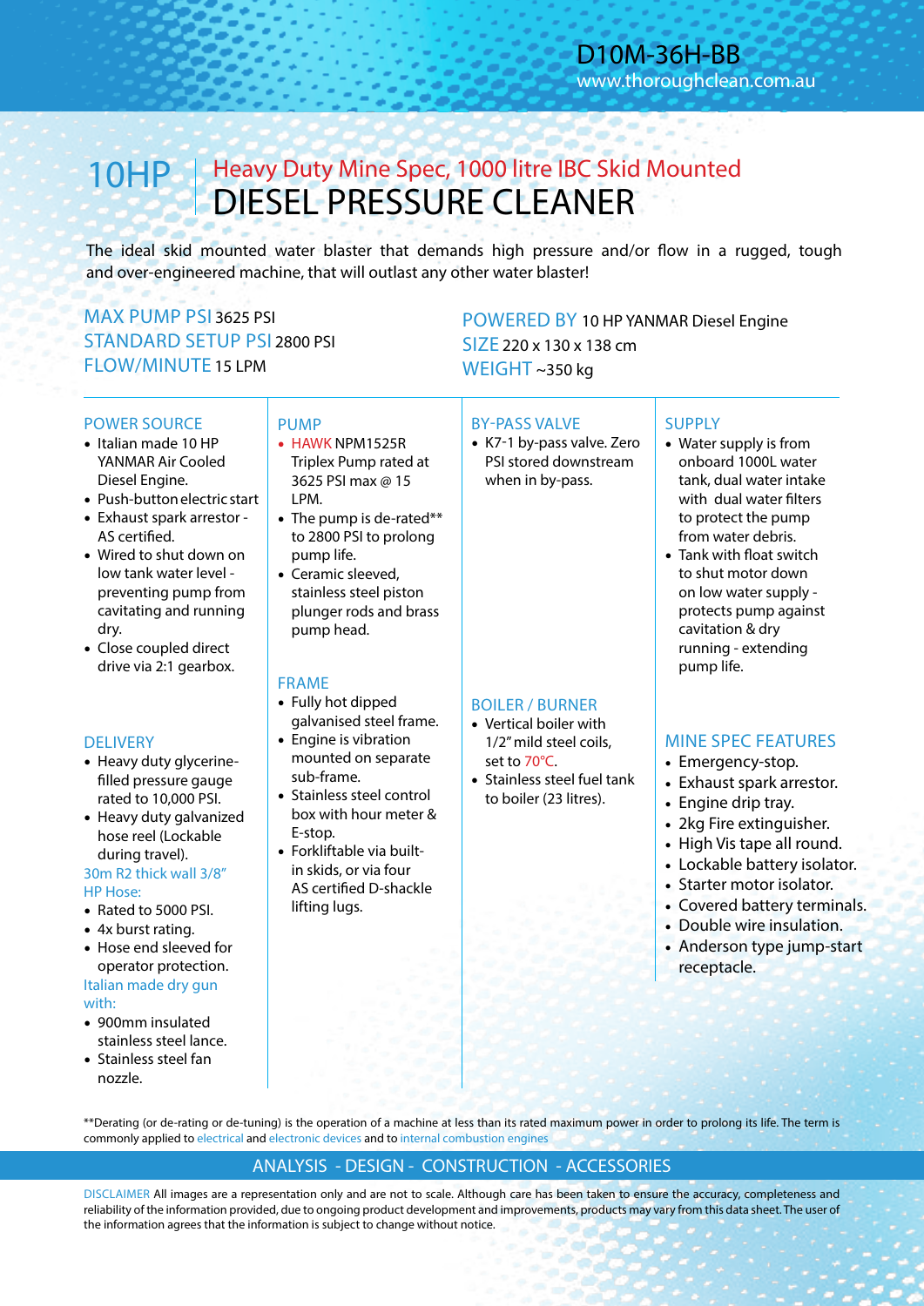D10M-36H-BB
www.thoroughclean.com.au

# 10HP | Heavy Duty Mine Spec, 1000 litre IBC Skid Mounted DIESEL PRESSURE CLEANER

The ideal skid mounted water blaster that demands high pressure and/or flow in a rugged, tough and over-engineered machine, that will outlast any other water blaster!

MAX PUMP PSI 3625 PSI
STANDARD SETUP PSI 2800 PSI
FLOW/MINUTE 15 LPM

POWERED BY 10 HP YANMAR Diesel Engine
SIZE 220 x 130 x 138 cm
WEIGHT ~350 kg

### POWER SOURCE

- Italian made 10 HP YANMAR Air Cooled Diesel Engine.
- Push-button electric start
- Exhaust spark arrestor - AS certified.
- Wired to shut down on low tank water level - preventing pump from cavitating and running dry.
- Close coupled direct drive via 2:1 gearbox.

### DELIVERY

- Heavy duty glycerine-filled pressure gauge rated to 10,000 PSI.
- Heavy duty galvanized hose reel (Lockable during travel).

30m R2 thick wall 3/8" HP Hose:

- Rated to 5000 PSI.
- 4x burst rating.
- Hose end sleeved for operator protection.

Italian made dry gun with:

- 900mm insulated stainless steel lance.
- Stainless steel fan nozzle.

### PUMP

- HAWK NPM1525R Triplex Pump rated at 3625 PSI max @ 15 LPM.
- The pump is de-rated** to 2800 PSI to prolong pump life.
- Ceramic sleeved, stainless steel piston plunger rods and brass pump head.

### FRAME

- Fully hot dipped galvanised steel frame.
- Engine is vibration mounted on separate sub-frame.
- Stainless steel control box with hour meter & E-stop.
- Forkliftable via built-in skids, or via four AS certified D-shackle lifting lugs.

### BY-PASS VALVE

- K7-1 by-pass valve. Zero PSI stored downstream when in by-pass.

### BOILER / BURNER

- Vertical boiler with 1/2" mild steel coils, set to 70°C.
- Stainless steel fuel tank to boiler (23 litres).

### SUPPLY

- Water supply is from onboard 1000L water tank, dual water intake with dual water filters to protect the pump from water debris.
- Tank with float switch to shut motor down on low water supply - protects pump against cavitation & dry running - extending pump life.

### MINE SPEC FEATURES

- Emergency-stop.
- Exhaust spark arrestor.
- Engine drip tray.
- 2kg Fire extinguisher.
- High Vis tape all round.
- Lockable battery isolator.
- Starter motor isolator.
- Covered battery terminals.
- Double wire insulation.
- Anderson type jump-start receptacle.

**Derating (or de-rating or de-tuning) is the operation of a machine at less than its rated maximum power in order to prolong its life. The term is commonly applied to electrical and electronic devices and to internal combustion engines

ANALYSIS - DESIGN - CONSTRUCTION - ACCESSORIES

DISCLAIMER All images are a representation only and are not to scale. Although care has been taken to ensure the accuracy, completeness and reliability of the information provided, due to ongoing product development and improvements, products may vary from this data sheet. The user of the information agrees that the information is subject to change without notice.